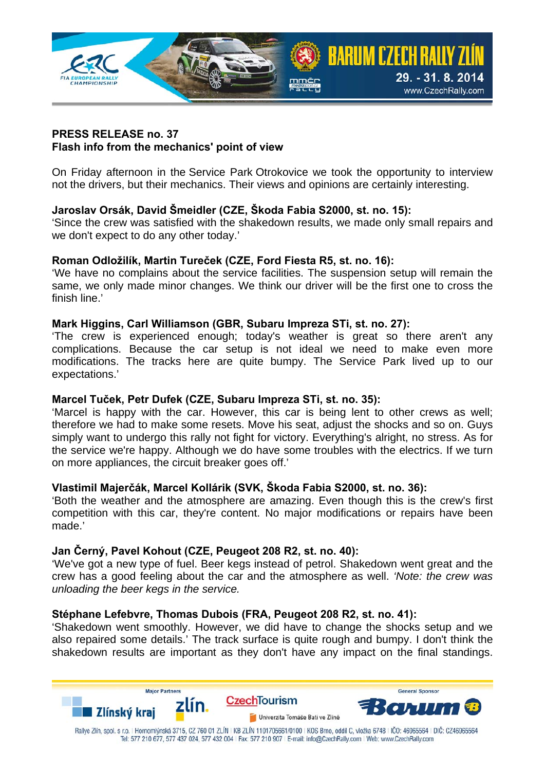**PRESS RELEASE no. 37**
**Flash info from the mechanics' point of view**

On Friday afternoon in the Service Park Otrokovice we took the opportunity to interview not the drivers, but their mechanics. Their views and opinions are certainly interesting.

**Jaroslav Orsák, David Šmeidler (CZE, Škoda Fabia S2000, st. no. 15):**
'Since the crew was satisfied with the shakedown results, we made only small repairs and we don't expect to do any other today.'

**Roman Odložilík, Martin Tureček (CZE, Ford Fiesta R5, st. no. 16):**
'We have no complains about the service facilities. The suspension setup will remain the same, we only made minor changes. We think our driver will be the first one to cross the finish line.'

**Mark Higgins, Carl Williamson (GBR, Subaru Impreza STi, st. no. 27):**
'The crew is experienced enough; today's weather is great so there aren't any complications. Because the car setup is not ideal we need to make even more modifications. The tracks here are quite bumpy. The Service Park lived up to our expectations.'

**Marcel Tuček, Petr Dufek (CZE, Subaru Impreza STi, st. no. 35):**
'Marcel is happy with the car. However, this car is being lent to other crews as well; therefore we had to make some resets. Move his seat, adjust the shocks and so on. Guys simply want to undergo this rally not fight for victory. Everything's alright, no stress. As for the service we're happy. Although we do have some troubles with the electrics. If we turn on more appliances, the circuit breaker goes off.'

**Vlastimil Majerčák, Marcel Kollárik (SVK, Škoda Fabia S2000, st. no. 36):**
'Both the weather and the atmosphere are amazing. Even though this is the crew's first competition with this car, they're content. No major modifications or repairs have been made.'

**Jan Černý, Pavel Kohout (CZE, Peugeot 208 R2, st. no. 40):**
'We've got a new type of fuel. Beer kegs instead of petrol. Shakedown went great and the crew has a good feeling about the car and the atmosphere as well. *'Note: the crew was unloading the beer kegs in the service.*

**Stéphane Lefebvre, Thomas Dubois (FRA, Peugeot 208 R2, st. no. 41):**
'Shakedown went smoothly. However, we did have to change the shocks setup and we also repaired some details.' The track surface is quite rough and bumpy. I don't think the shakedown results are important as they don't have any impact on the final standings.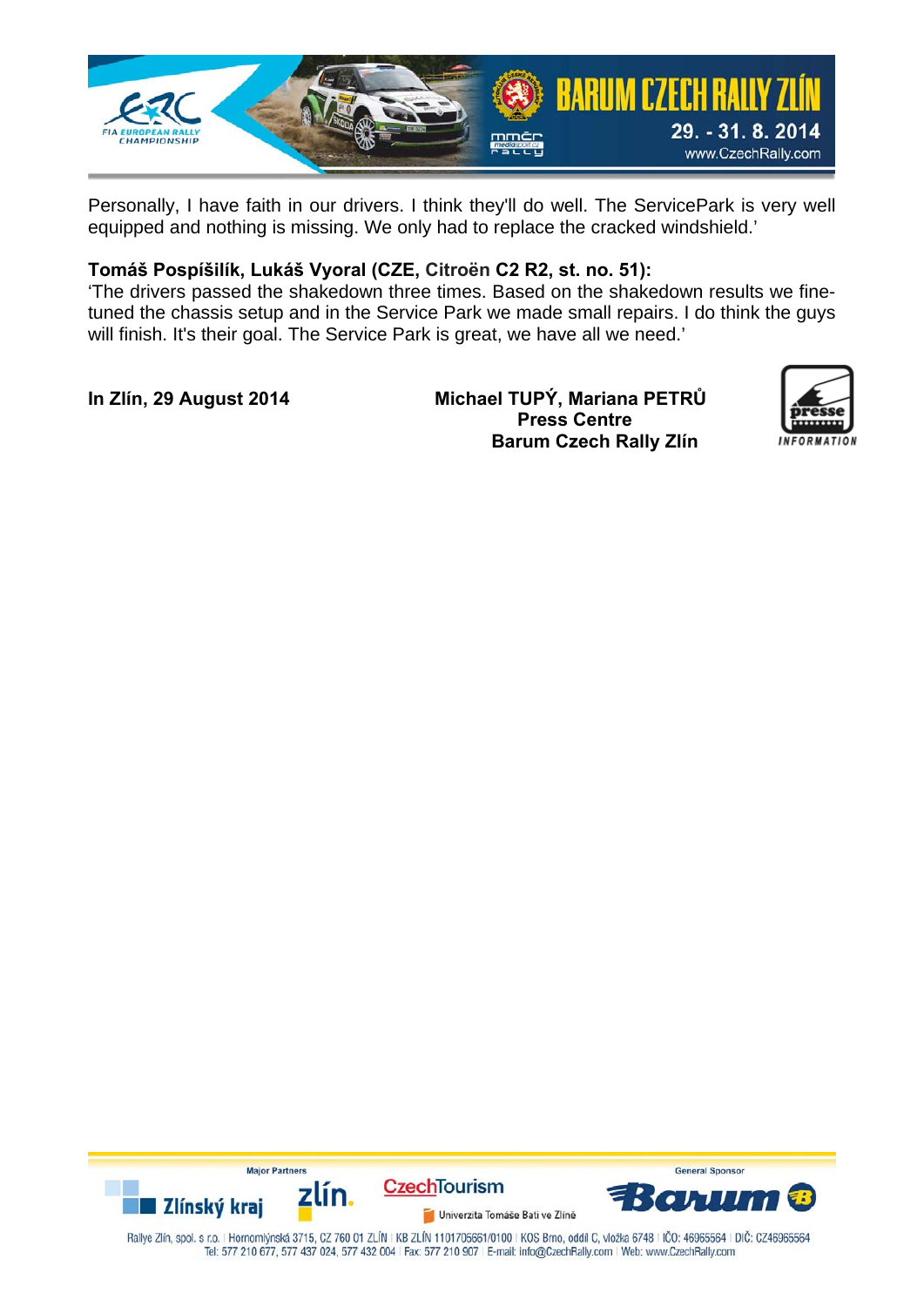Personally, I have faith in our drivers. I think they'll do well. The ServicePark is very well equipped and nothing is missing. We only had to replace the cracked windshield.'

**Tomáš Pospíšilík, Lukáš Vyoral (CZE, Citroën C2 R2, st. no. 51):**
'The drivers passed the shakedown three times. Based on the shakedown results we fine-tuned the chassis setup and in the Service Park we made small repairs. I do think the guys will finish. It's their goal. The Service Park is great, we have all we need.'

**In Zlín, 29 August 2014**

**Michael TUPÝ, Mariana PETRŮ**
**Press Centre**
**Barum Czech Rally Zlín**